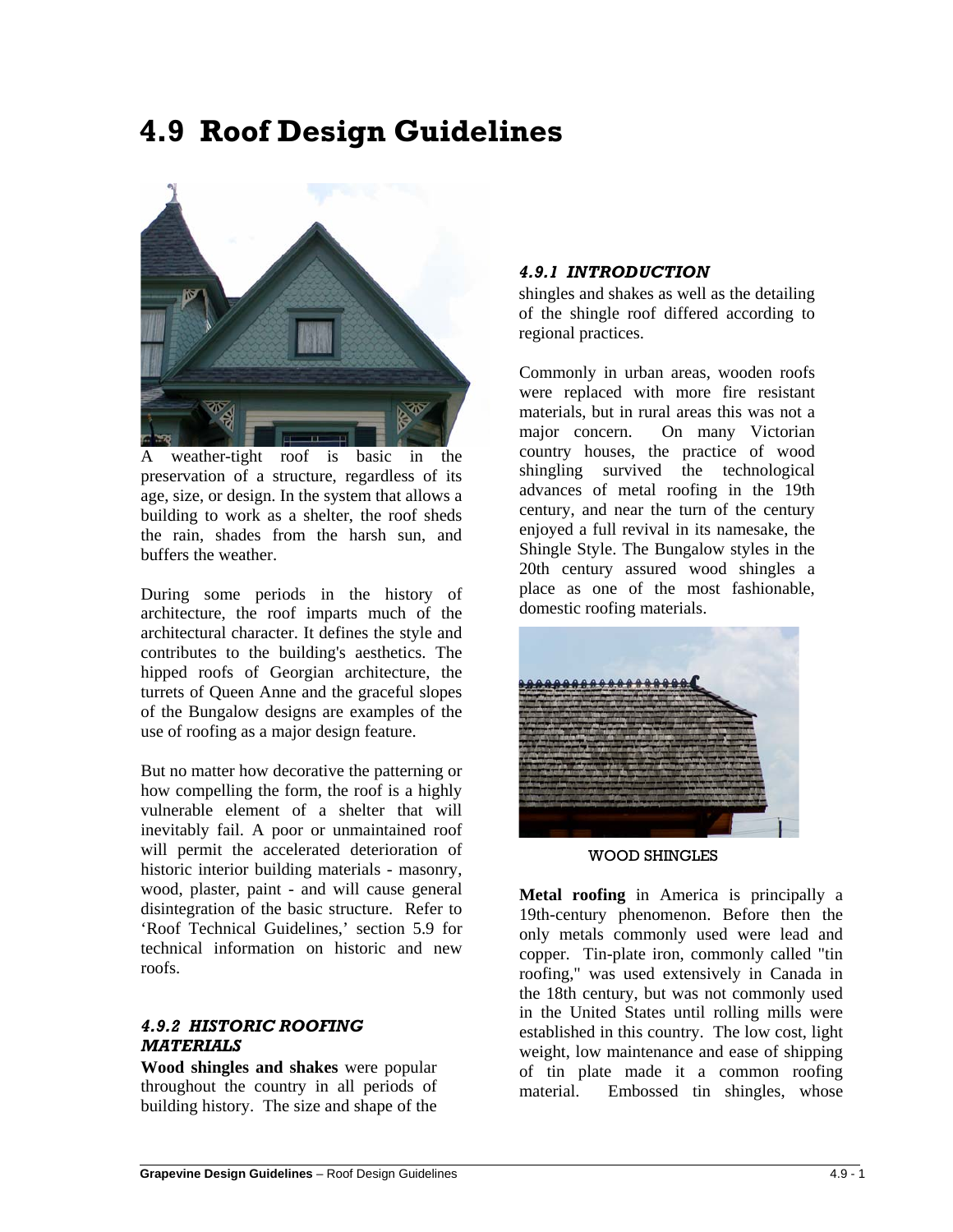# 4.9 Roof Design Guidelines

### *4.9.1 INTRODUCTION*

A weather-tight roof is basic in the preservation of a structure, regardless of its age, size, or design. In the system that allows a building to work as a shelter, the roof sheds the rain, shades from the harsh sun, and buffers the weather.

During some periods in the history of architecture, the roof imparts much of the architectural character. It defines the style and contributes to the building's aesthetics. The hipped roofs of Georgian architecture, the turrets of Queen Anne and the graceful slopes of the Bungalow designs are examples of the use of roofing as a major design feature.

But no matter how decorative the patterning or how compelling the form, the roof is a highly vulnerable element of a shelter that will inevitably fail. A poor or unmaintained roof will permit the accelerated deterioration of historic interior building materials - masonry, wood, plaster, paint - and will cause general disintegration of the basic structure. Refer to 'Roof Technical Guidelines,' section 5.9 for technical information on historic and new roofs.

### *4.9.2 HISTORIC ROOFING MATERIALS*

**Wood shingles and shakes** were popular throughout the country in all periods of building history. The size and shape of the shingles and shakes as well as the detailing of the shingle roof differed according to regional practices.

Commonly in urban areas, wooden roofs were replaced with more fire resistant materials, but in rural areas this was not a major concern. On many Victorian country houses, the practice of wood shingling survived the technological advances of metal roofing in the 19th century, and near the turn of the century enjoyed a full revival in its namesake, the Shingle Style. The Bungalow styles in the 20th century assured wood shingles a place as one of the most fashionable, domestic roofing materials.

WOOD SHINGLES

**Metal roofing** in America is principally a 19th-century phenomenon. Before then the only metals commonly used were lead and copper. Tin-plate iron, commonly called "tin roofing," was used extensively in Canada in the 18th century, but was not commonly used in the United States until rolling mills were established in this country. The low cost, light weight, low maintenance and ease of shipping of tin plate made it a common roofing material. Embossed tin shingles, whose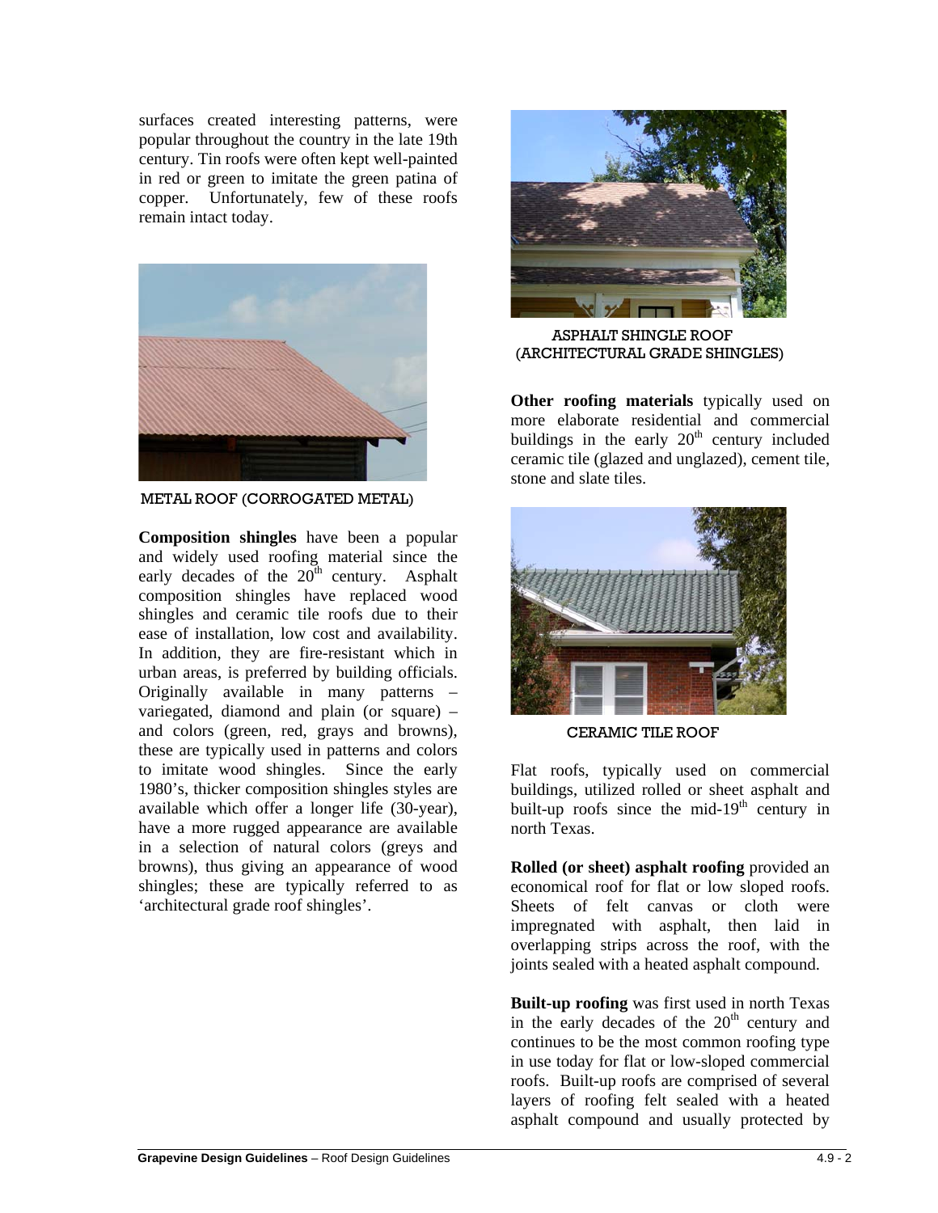surfaces created interesting patterns, were popular throughout the country in the late 19th century. Tin roofs were often kept well-painted in red or green to imitate the green patina of copper. Unfortunately, few of these roofs remain intact today.

METAL ROOF (CORRUGATED METAL)

**Composition shingles** have been a popular and widely used roofing material since the early decades of the 20th century. Asphalt composition shingles have replaced wood shingles and ceramic tile roofs due to their ease of installation, low cost and availability. In addition, they are fire-resistant which in urban areas, is preferred by building officials. Originally available in many patterns – variegated, diamond and plain (or square) – and colors (green, red, grays and browns), these are typically used in patterns and colors to imitate wood shingles. Since the early 1980's, thicker composition shingles styles are available which offer a longer life (30-year), have a more rugged appearance are available in a selection of natural colors (greys and browns), thus giving an appearance of wood shingles; these are typically referred to as 'architectural grade roof shingles'.

ASPHALT SHINGLE ROOF (ARCHITECTURAL GRADE SHINGLES)

**Other roofing materials** typically used on more elaborate residential and commercial buildings in the early 20th century included ceramic tile (glazed and unglazed), cement tile, stone and slate tiles.

CERAMIC TILE ROOF

Flat roofs, typically used on commercial buildings, utilized rolled or sheet asphalt and built-up roofs since the mid-19th century in north Texas.

**Rolled (or sheet) asphalt roofing** provided an economical roof for flat or low sloped roofs. Sheets of felt canvas or cloth were impregnated with asphalt, then laid in overlapping strips across the roof, with the joints sealed with a heated asphalt compound.

**Built-up roofing** was first used in north Texas in the early decades of the 20th century and continues to be the most common roofing type in use today for flat or low-sloped commercial roofs. Built-up roofs are comprised of several layers of roofing felt sealed with a heated asphalt compound and usually protected by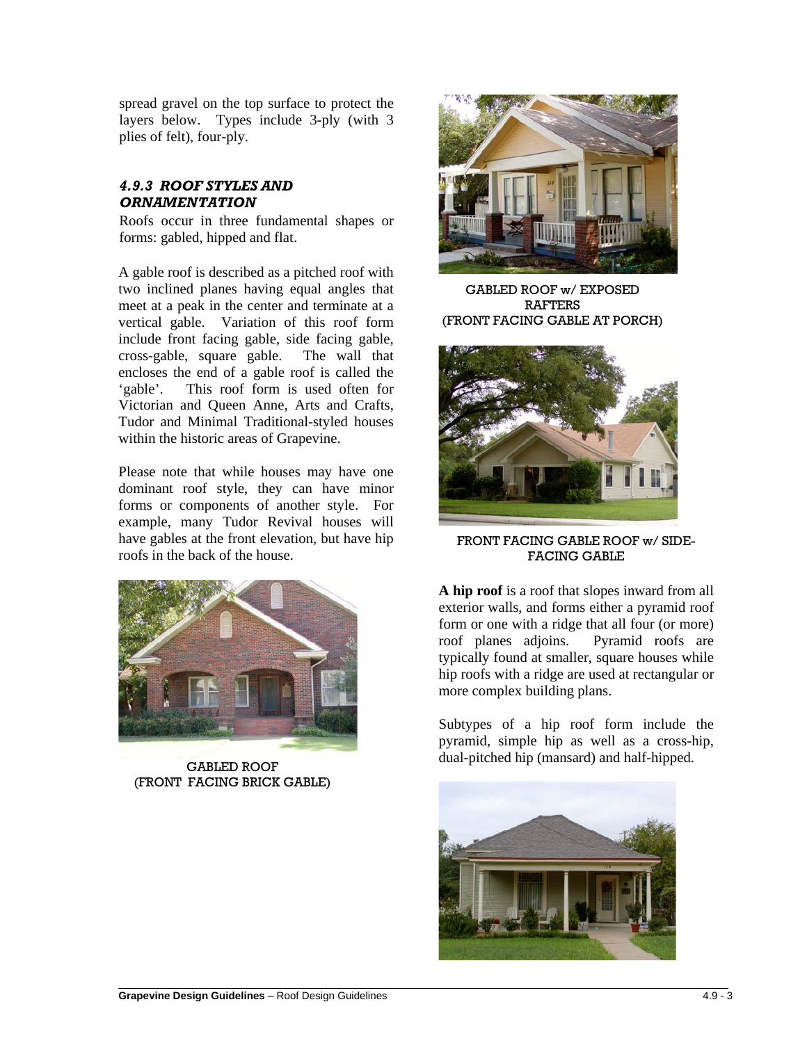spread gravel on the top surface to protect the layers below. Types include 3-ply (with 3 plies of felt), four-ply.

### *4.9.3 ROOF STYLES AND ORNAMENTATION*

Roofs occur in three fundamental shapes or forms: gabled, hipped and flat.

A gable roof is described as a pitched roof with two inclined planes having equal angles that meet at a peak in the center and terminate at a vertical gable. Variation of this roof form include front facing gable, side facing gable, cross-gable, square gable. The wall that encloses the end of a gable roof is called the 'gable'. This roof form is used often for Victorian and Queen Anne, Arts and Crafts, Tudor and Minimal Traditional-styled houses within the historic areas of Grapevine.

Please note that while houses may have one dominant roof style, they can have minor forms or components of another style. For example, many Tudor Revival houses will have gables at the front elevation, but have hip roofs in the back of the house.

GABLED ROOF
(FRONT FACING BRICK GABLE)

GABLED ROOF w/ EXPOSED RAFTERS
(FRONT FACING GABLE AT PORCH)

FRONT FACING GABLE ROOF w/ SIDE-FACING GABLE

**A hip roof** is a roof that slopes inward from all exterior walls, and forms either a pyramid roof form or one with a ridge that all four (or more) roof planes adjoins. Pyramid roofs are typically found at smaller, square houses while hip roofs with a ridge are used at rectangular or more complex building plans.

Subtypes of a hip roof form include the pyramid, simple hip as well as a cross-hip, dual-pitched hip (mansard) and half-hipped.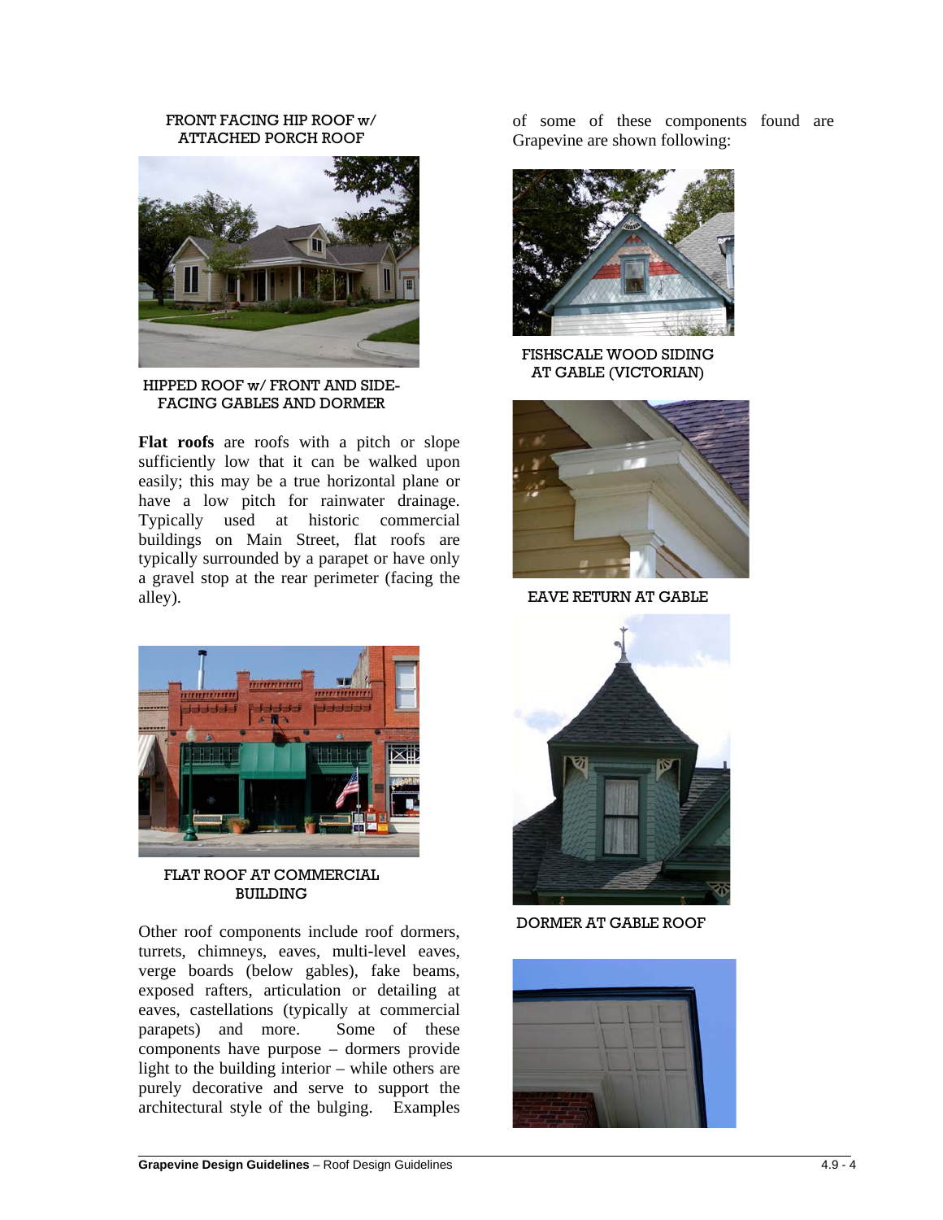FRONT FACING HIP ROOF w/ ATTACHED PORCH ROOF

HIPPED ROOF w/ FRONT AND SIDE-FACING GABLES AND DORMER

**Flat roofs** are roofs with a pitch or slope sufficiently low that it can be walked upon easily; this may be a true horizontal plane or have a low pitch for rainwater drainage. Typically used at historic commercial buildings on Main Street, flat roofs are typically surrounded by a parapet or have only a gravel stop at the rear perimeter (facing the alley).

FLAT ROOF AT COMMERCIAL BUILDING

Other roof components include roof dormers, turrets, chimneys, eaves, multi-level eaves, verge boards (below gables), fake beams, exposed rafters, articulation or detailing at eaves, castellations (typically at commercial parapets) and more. Some of these components have purpose – dormers provide light to the building interior – while others are purely decorative and serve to support the architectural style of the bulging. Examples of some of these components found are Grapevine are shown following:

FISHSCALE WOOD SIDING AT GABLE (VICTORIAN)

EAVE RETURN AT GABLE

DORMER AT GABLE ROOF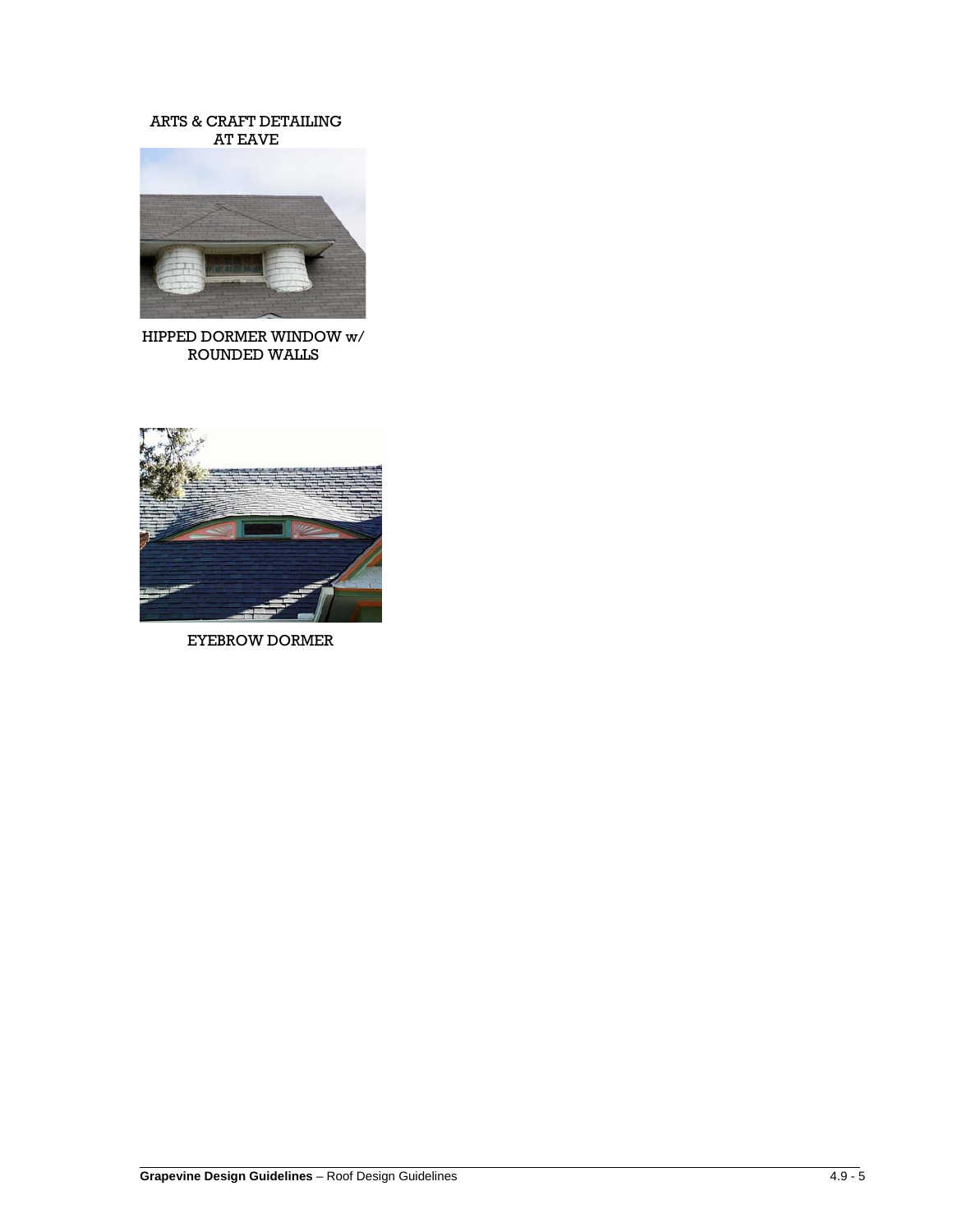ARTS & CRAFT DETAILING
AT EAVE

HIPPED DORMER WINDOW w/
ROUNDED WALLS

EYEBROW DORMER